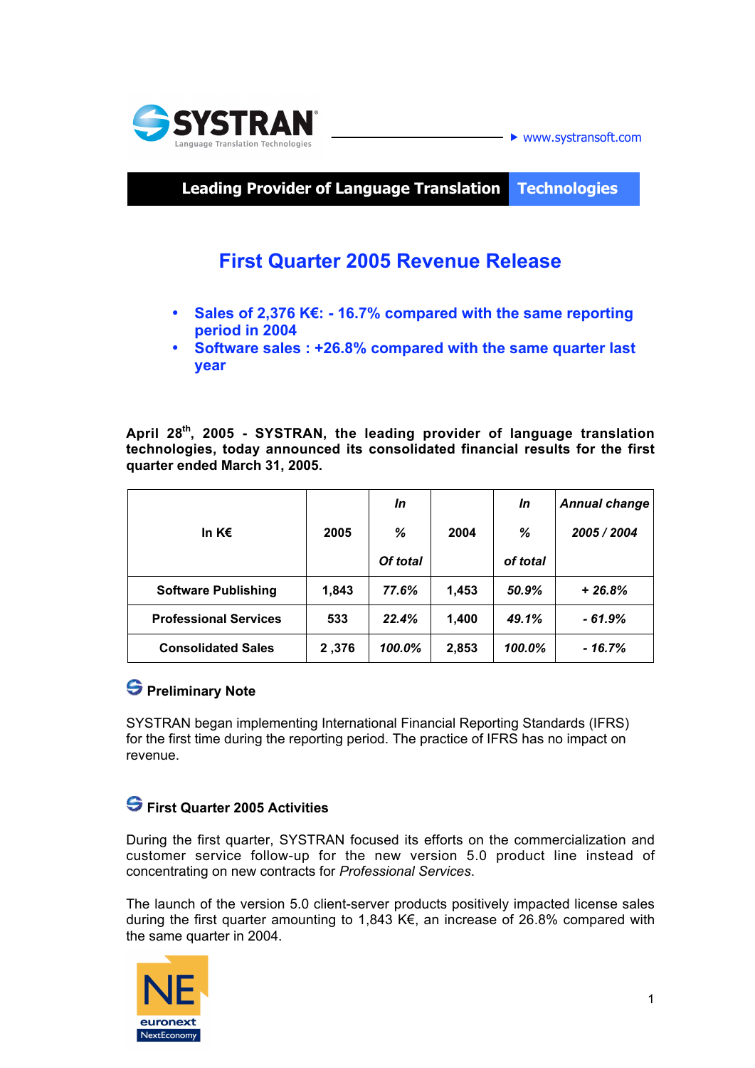SYSTRAN

Language Translation Technologies

www.systransoft.com

**Leading Provider of Language Translation Technologies**

# First Quarter 2005 Revenue Release

- **Sales of 2,376 K€: - 16.7% compared with the same reporting period in 2004**
- **Software sales : +26.8% compared with the same quarter last year**

**April 28th, 2005 - SYSTRAN, the leading provider of language translation technologies, today announced its consolidated financial results for the first quarter ended March 31, 2005.**

| In K€ | 2005 | *In % Of total* | 2004 | *In % of total* | *Annual change 2005 / 2004* |
|---|---|---|---|---|---|
| **Software Publishing** | **1,843** | ***77.6%*** | **1,453** | ***50.9%*** | ***+ 26.8%*** |
| **Professional Services** | **533** | ***22.4%*** | **1,400** | ***49.1%*** | ***- 61.9%*** |
| **Consolidated Sales** | **2 ,376** | ***100.0%*** | **2,853** | ***100.0%*** | ***- 16.7%*** |

## Preliminary Note

SYSTRAN began implementing International Financial Reporting Standards (IFRS) for the first time during the reporting period. The practice of IFRS has no impact on revenue.

## First Quarter 2005 Activities

During the first quarter, SYSTRAN focused its efforts on the commercialization and customer service follow-up for the new version 5.0 product line instead of concentrating on new contracts for *Professional Services*.

The launch of the version 5.0 client-server products positively impacted license sales during the first quarter amounting to 1,843 K€, an increase of 26.8% compared with the same quarter in 2004.

NE euronext NextEconomy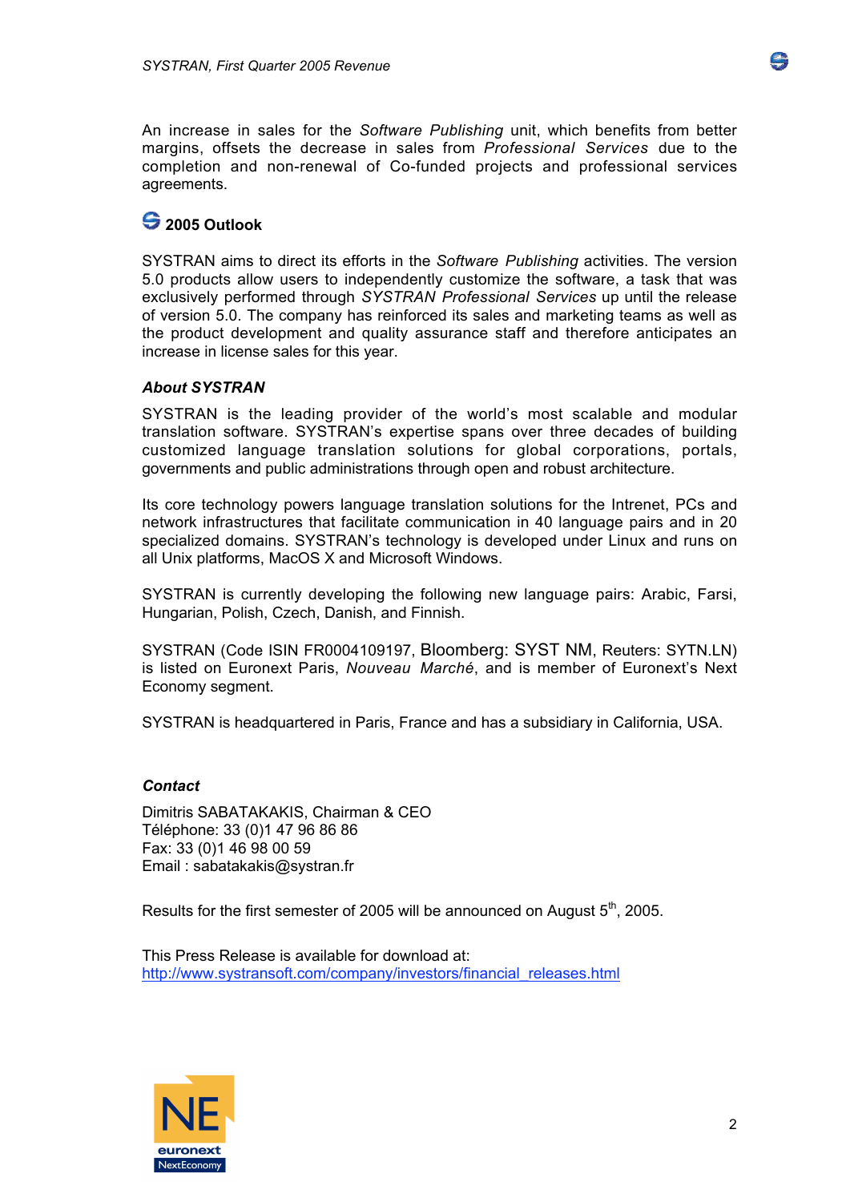An increase in sales for the *Software Publishing* unit, which benefits from better margins, offsets the decrease in sales from *Professional Services* due to the completion and non-renewal of Co-funded projects and professional services agreements.

## 2005 Outlook

SYSTRAN aims to direct its efforts in the *Software Publishing* activities. The version 5.0 products allow users to independently customize the software, a task that was exclusively performed through *SYSTRAN Professional Services* up until the release of version 5.0. The company has reinforced its sales and marketing teams as well as the product development and quality assurance staff and therefore anticipates an increase in license sales for this year.

### *About SYSTRAN*

SYSTRAN is the leading provider of the world's most scalable and modular translation software. SYSTRAN's expertise spans over three decades of building customized language translation solutions for global corporations, portals, governments and public administrations through open and robust architecture.

Its core technology powers language translation solutions for the Intrenet, PCs and network infrastructures that facilitate communication in 40 language pairs and in 20 specialized domains. SYSTRAN's technology is developed under Linux and runs on all Unix platforms, MacOS X and Microsoft Windows.

SYSTRAN is currently developing the following new language pairs: Arabic, Farsi, Hungarian, Polish, Czech, Danish, and Finnish.

SYSTRAN (Code ISIN FR0004109197, Bloomberg: SYST NM, Reuters: SYTN.LN) is listed on Euronext Paris, *Nouveau Marché*, and is member of Euronext's Next Economy segment.

SYSTRAN is headquartered in Paris, France and has a subsidiary in California, USA.

### *Contact*

Dimitris SABATAKAKIS, Chairman & CEO
Téléphone: 33 (0)1 47 96 86 86
Fax: 33 (0)1 46 98 00 59
Email : sabatakakis@systran.fr

Results for the first semester of 2005 will be announced on August 5th, 2005.

This Press Release is available for download at:
http://www.systransoft.com/company/investors/financial_releases.html